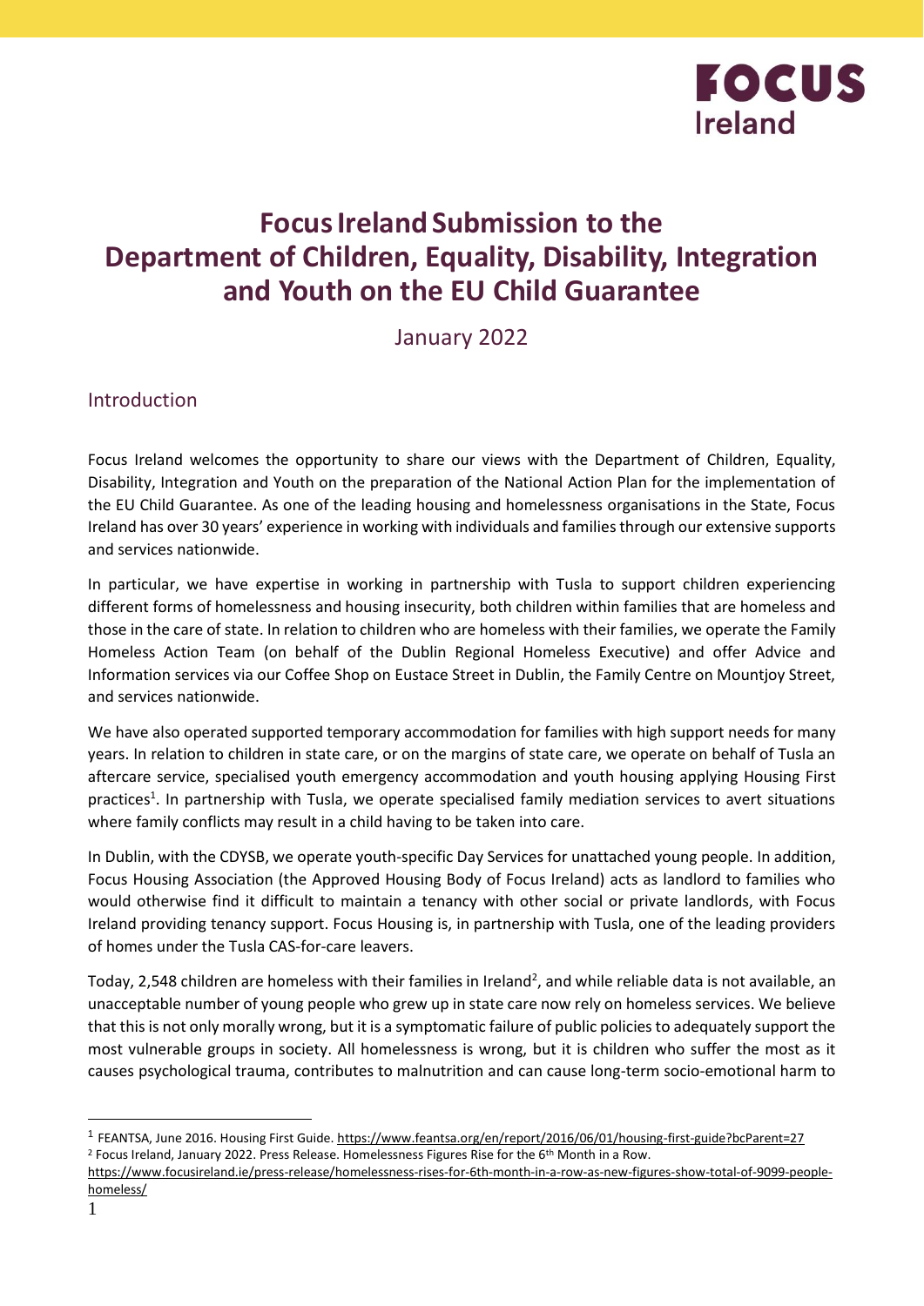# Focus Ireland Submission to the Department of Children, Equality, Disability, Integration and Youth on the EU Child Guarantee

January 2022

## Introduction

Focus Ireland welcomes the opportunity to share our views with the Department of Children, Equality, Disability, Integration and Youth on the preparation of the National Action Plan for the implementation of the EU Child Guarantee. As one of the leading housing and homelessness organisations in the State, Focus Ireland has over 30 years' experience in working with individuals and families through our extensive supports and services nationwide.

In particular, we have expertise in working in partnership with Tusla to support children experiencing different forms of homelessness and housing insecurity, both children within families that are homeless and those in the care of state. In relation to children who are homeless with their families, we operate the Family Homeless Action Team (on behalf of the Dublin Regional Homeless Executive) and offer Advice and Information services via our Coffee Shop on Eustace Street in Dublin, the Family Centre on Mountjoy Street, and services nationwide.

We have also operated supported temporary accommodation for families with high support needs for many years. In relation to children in state care, or on the margins of state care, we operate on behalf of Tusla an aftercare service, specialised youth emergency accommodation and youth housing applying Housing First practices[1]. In partnership with Tusla, we operate specialised family mediation services to avert situations where family conflicts may result in a child having to be taken into care.

In Dublin, with the CDYSB, we operate youth-specific Day Services for unattached young people. In addition, Focus Housing Association (the Approved Housing Body of Focus Ireland) acts as landlord to families who would otherwise find it difficult to maintain a tenancy with other social or private landlords, with Focus Ireland providing tenancy support. Focus Housing is, in partnership with Tusla, one of the leading providers of homes under the Tusla CAS-for-care leavers.

Today, 2,548 children are homeless with their families in Ireland[2], and while reliable data is not available, an unacceptable number of young people who grew up in state care now rely on homeless services. We believe that this is not only morally wrong, but it is a symptomatic failure of public policies to adequately support the most vulnerable groups in society. All homelessness is wrong, but it is children who suffer the most as it causes psychological trauma, contributes to malnutrition and can cause long-term socio-emotional harm to

---

[1] FEANTSA, June 2016. Housing First Guide. https://www.feantsa.org/en/report/2016/06/01/housing-first-guide?bcParent=27

[2] Focus Ireland, January 2022. Press Release. Homelessness Figures Rise for the 6th Month in a Row. https://www.focusireland.ie/press-release/homelessness-rises-for-6th-month-in-a-row-as-new-figures-show-total-of-9099-people-homeless/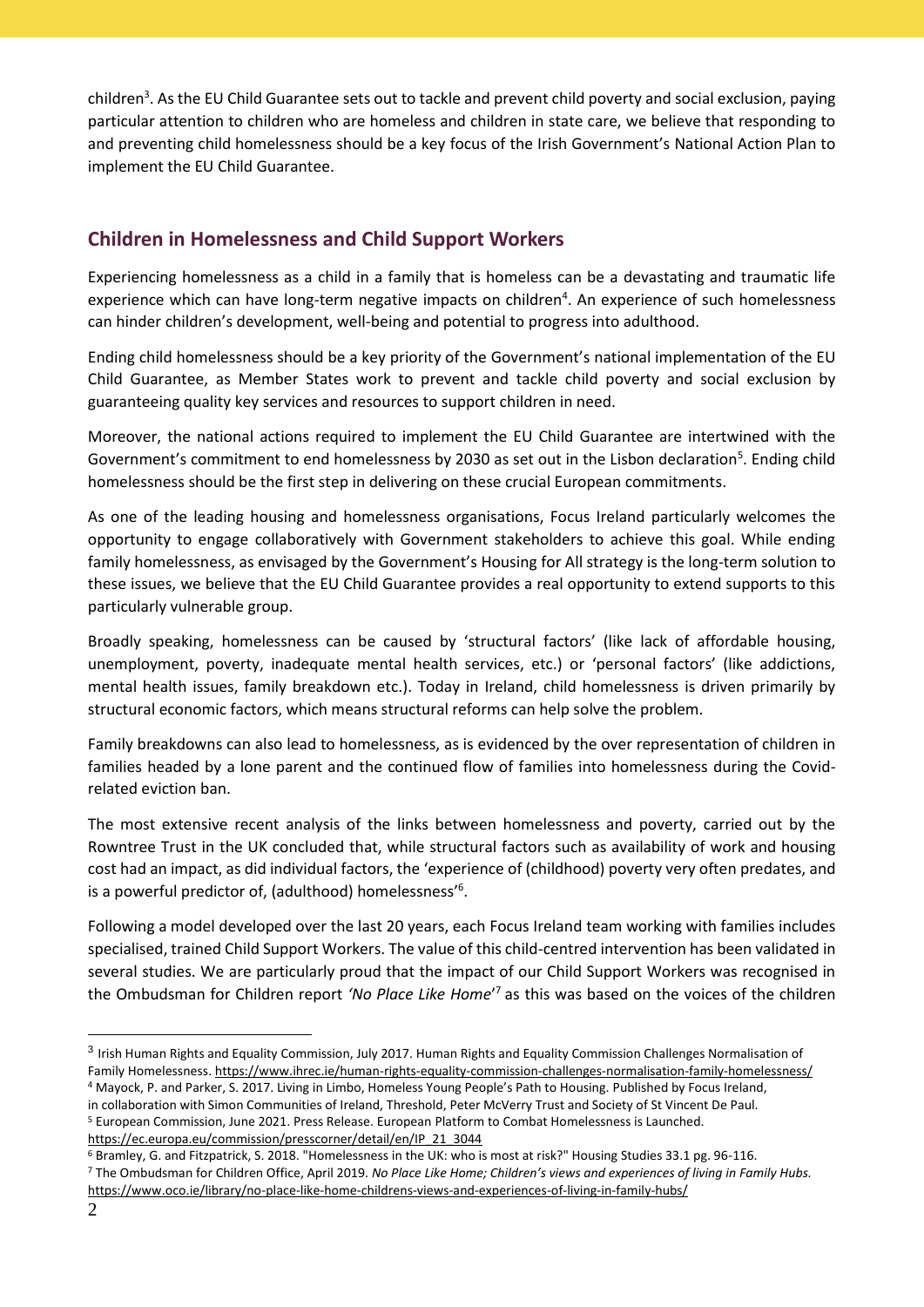children[3]. As the EU Child Guarantee sets out to tackle and prevent child poverty and social exclusion, paying particular attention to children who are homeless and children in state care, we believe that responding to and preventing child homelessness should be a key focus of the Irish Government's National Action Plan to implement the EU Child Guarantee.

## Children in Homelessness and Child Support Workers

Experiencing homelessness as a child in a family that is homeless can be a devastating and traumatic life experience which can have long-term negative impacts on children[4]. An experience of such homelessness can hinder children's development, well-being and potential to progress into adulthood.

Ending child homelessness should be a key priority of the Government's national implementation of the EU Child Guarantee, as Member States work to prevent and tackle child poverty and social exclusion by guaranteeing quality key services and resources to support children in need.

Moreover, the national actions required to implement the EU Child Guarantee are intertwined with the Government's commitment to end homelessness by 2030 as set out in the Lisbon declaration[5]. Ending child homelessness should be the first step in delivering on these crucial European commitments.

As one of the leading housing and homelessness organisations, Focus Ireland particularly welcomes the opportunity to engage collaboratively with Government stakeholders to achieve this goal. While ending family homelessness, as envisaged by the Government's Housing for All strategy is the long-term solution to these issues, we believe that the EU Child Guarantee provides a real opportunity to extend supports to this particularly vulnerable group.

Broadly speaking, homelessness can be caused by 'structural factors' (like lack of affordable housing, unemployment, poverty, inadequate mental health services, etc.) or 'personal factors' (like addictions, mental health issues, family breakdown etc.). Today in Ireland, child homelessness is driven primarily by structural economic factors, which means structural reforms can help solve the problem.

Family breakdowns can also lead to homelessness, as is evidenced by the over representation of children in families headed by a lone parent and the continued flow of families into homelessness during the Covid-related eviction ban.

The most extensive recent analysis of the links between homelessness and poverty, carried out by the Rowntree Trust in the UK concluded that, while structural factors such as availability of work and housing cost had an impact, as did individual factors, the 'experience of (childhood) poverty very often predates, and is a powerful predictor of, (adulthood) homelessness'[6].

Following a model developed over the last 20 years, each Focus Ireland team working with families includes specialised, trained Child Support Workers. The value of this child-centred intervention has been validated in several studies. We are particularly proud that the impact of our Child Support Workers was recognised in the Ombudsman for Children report *'No Place Like Home'*[7] as this was based on the voices of the children

---

[3] Irish Human Rights and Equality Commission, July 2017. Human Rights and Equality Commission Challenges Normalisation of Family Homelessness. https://www.ihrec.ie/human-rights-equality-commission-challenges-normalisation-family-homelessness/

[4] Mayock, P. and Parker, S. 2017. Living in Limbo, Homeless Young People's Path to Housing. Published by Focus Ireland, in collaboration with Simon Communities of Ireland, Threshold, Peter McVerry Trust and Society of St Vincent De Paul.

[5] European Commission, June 2021. Press Release. European Platform to Combat Homelessness is Launched. https://ec.europa.eu/commission/presscorner/detail/en/IP_21_3044

[6] Bramley, G. and Fitzpatrick, S. 2018. "Homelessness in the UK: who is most at risk?" Housing Studies 33.1 pg. 96-116.

[7] The Ombudsman for Children Office, April 2019. *No Place Like Home; Children's views and experiences of living in Family Hubs.* https://www.oco.ie/library/no-place-like-home-childrens-views-and-experiences-of-living-in-family-hubs/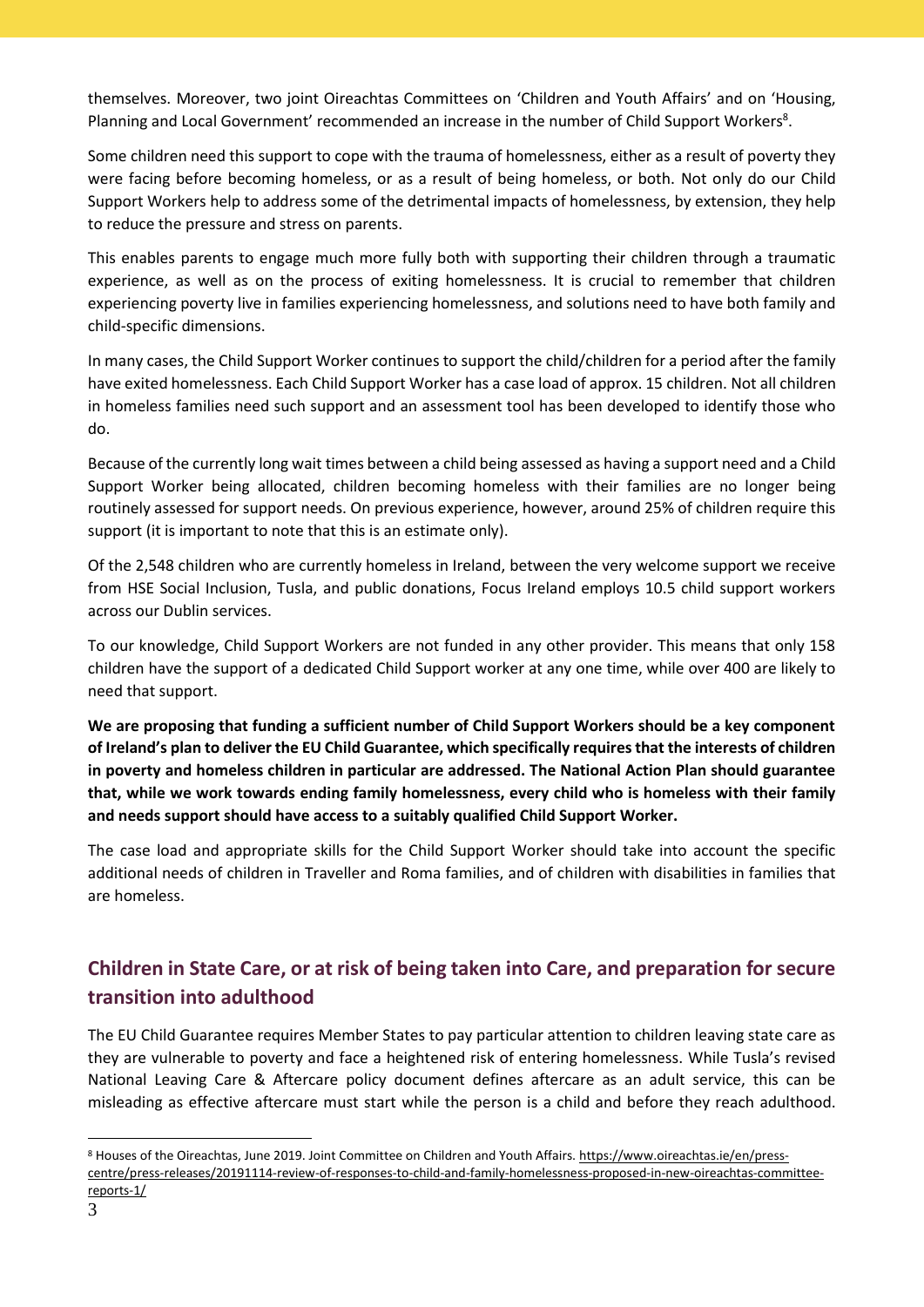themselves. Moreover, two joint Oireachtas Committees on 'Children and Youth Affairs' and on 'Housing, Planning and Local Government' recommended an increase in the number of Child Support Workers[8].

Some children need this support to cope with the trauma of homelessness, either as a result of poverty they were facing before becoming homeless, or as a result of being homeless, or both. Not only do our Child Support Workers help to address some of the detrimental impacts of homelessness, by extension, they help to reduce the pressure and stress on parents.

This enables parents to engage much more fully both with supporting their children through a traumatic experience, as well as on the process of exiting homelessness. It is crucial to remember that children experiencing poverty live in families experiencing homelessness, and solutions need to have both family and child-specific dimensions.

In many cases, the Child Support Worker continues to support the child/children for a period after the family have exited homelessness. Each Child Support Worker has a case load of approx. 15 children. Not all children in homeless families need such support and an assessment tool has been developed to identify those who do.

Because of the currently long wait times between a child being assessed as having a support need and a Child Support Worker being allocated, children becoming homeless with their families are no longer being routinely assessed for support needs. On previous experience, however, around 25% of children require this support (it is important to note that this is an estimate only).

Of the 2,548 children who are currently homeless in Ireland, between the very welcome support we receive from HSE Social Inclusion, Tusla, and public donations, Focus Ireland employs 10.5 child support workers across our Dublin services.

To our knowledge, Child Support Workers are not funded in any other provider. This means that only 158 children have the support of a dedicated Child Support worker at any one time, while over 400 are likely to need that support.

**We are proposing that funding a sufficient number of Child Support Workers should be a key component of Ireland's plan to deliver the EU Child Guarantee, which specifically requires that the interests of children in poverty and homeless children in particular are addressed. The National Action Plan should guarantee that, while we work towards ending family homelessness, every child who is homeless with their family and needs support should have access to a suitably qualified Child Support Worker.**

The case load and appropriate skills for the Child Support Worker should take into account the specific additional needs of children in Traveller and Roma families, and of children with disabilities in families that are homeless.

## Children in State Care, or at risk of being taken into Care, and preparation for secure transition into adulthood

The EU Child Guarantee requires Member States to pay particular attention to children leaving state care as they are vulnerable to poverty and face a heightened risk of entering homelessness. While Tusla's revised National Leaving Care & Aftercare policy document defines aftercare as an adult service, this can be misleading as effective aftercare must start while the person is a child and before they reach adulthood.

[8] Houses of the Oireachtas, June 2019. Joint Committee on Children and Youth Affairs. https://www.oireachtas.ie/en/press-centre/press-releases/20191114-review-of-responses-to-child-and-family-homelessness-proposed-in-new-oireachtas-committee-reports-1/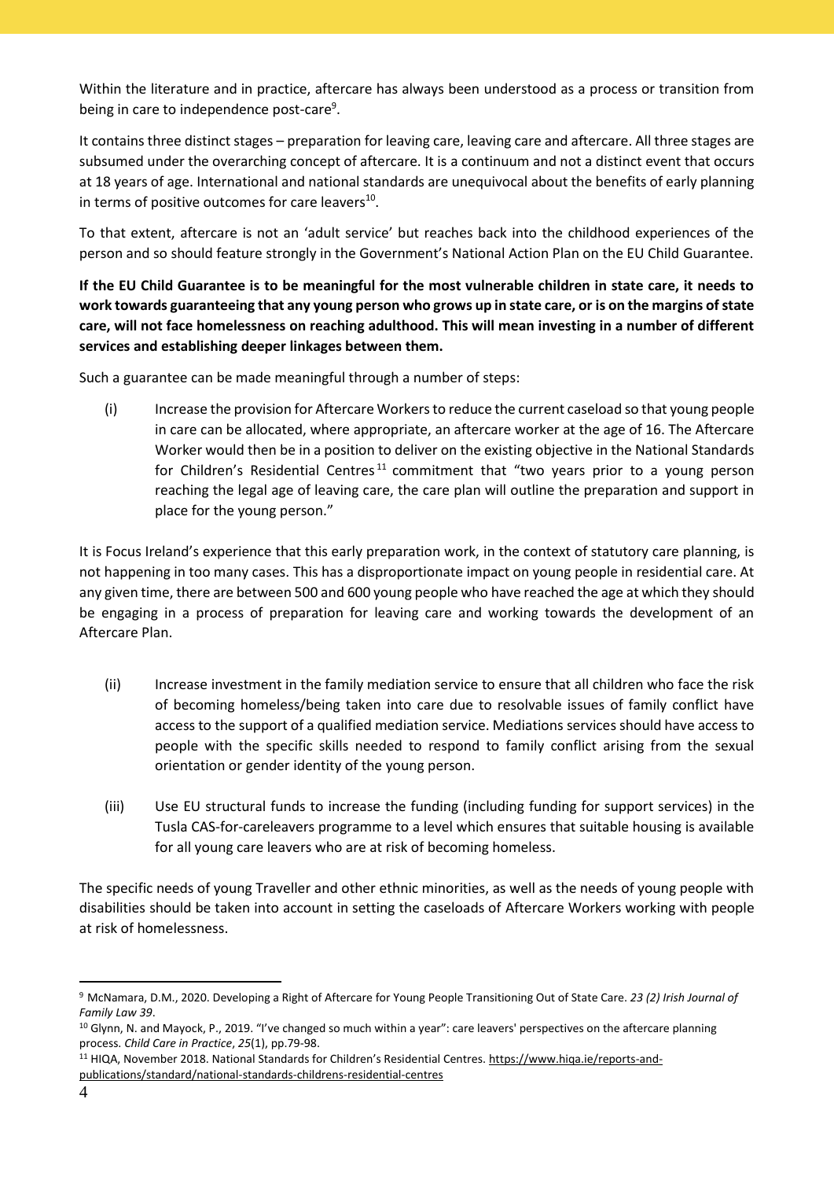Within the literature and in practice, aftercare has always been understood as a process or transition from being in care to independence post-care[9].

It contains three distinct stages – preparation for leaving care, leaving care and aftercare. All three stages are subsumed under the overarching concept of aftercare. It is a continuum and not a distinct event that occurs at 18 years of age. International and national standards are unequivocal about the benefits of early planning in terms of positive outcomes for care leavers[10].

To that extent, aftercare is not an 'adult service' but reaches back into the childhood experiences of the person and so should feature strongly in the Government's National Action Plan on the EU Child Guarantee.

**If the EU Child Guarantee is to be meaningful for the most vulnerable children in state care, it needs to work towards guaranteeing that any young person who grows up in state care, or is on the margins of state care, will not face homelessness on reaching adulthood. This will mean investing in a number of different services and establishing deeper linkages between them.**

Such a guarantee can be made meaningful through a number of steps:

(i) Increase the provision for Aftercare Workers to reduce the current caseload so that young people in care can be allocated, where appropriate, an aftercare worker at the age of 16. The Aftercare Worker would then be in a position to deliver on the existing objective in the National Standards for Children's Residential Centres[11] commitment that "two years prior to a young person reaching the legal age of leaving care, the care plan will outline the preparation and support in place for the young person."

It is Focus Ireland's experience that this early preparation work, in the context of statutory care planning, is not happening in too many cases. This has a disproportionate impact on young people in residential care. At any given time, there are between 500 and 600 young people who have reached the age at which they should be engaging in a process of preparation for leaving care and working towards the development of an Aftercare Plan.

(ii) Increase investment in the family mediation service to ensure that all children who face the risk of becoming homeless/being taken into care due to resolvable issues of family conflict have access to the support of a qualified mediation service. Mediations services should have access to people with the specific skills needed to respond to family conflict arising from the sexual orientation or gender identity of the young person.

(iii) Use EU structural funds to increase the funding (including funding for support services) in the Tusla CAS-for-careleavers programme to a level which ensures that suitable housing is available for all young care leavers who are at risk of becoming homeless.

The specific needs of young Traveller and other ethnic minorities, as well as the needs of young people with disabilities should be taken into account in setting the caseloads of Aftercare Workers working with people at risk of homelessness.

---

[9] McNamara, D.M., 2020. Developing a Right of Aftercare for Young People Transitioning Out of State Care. *23 (2) Irish Journal of Family Law 39*.

[10] Glynn, N. and Mayock, P., 2019. "I've changed so much within a year": care leavers' perspectives on the aftercare planning process. *Child Care in Practice*, *25*(1), pp.79-98.

[11] HIQA, November 2018. National Standards for Children's Residential Centres. https://www.hiqa.ie/reports-and-publications/standard/national-standards-childrens-residential-centres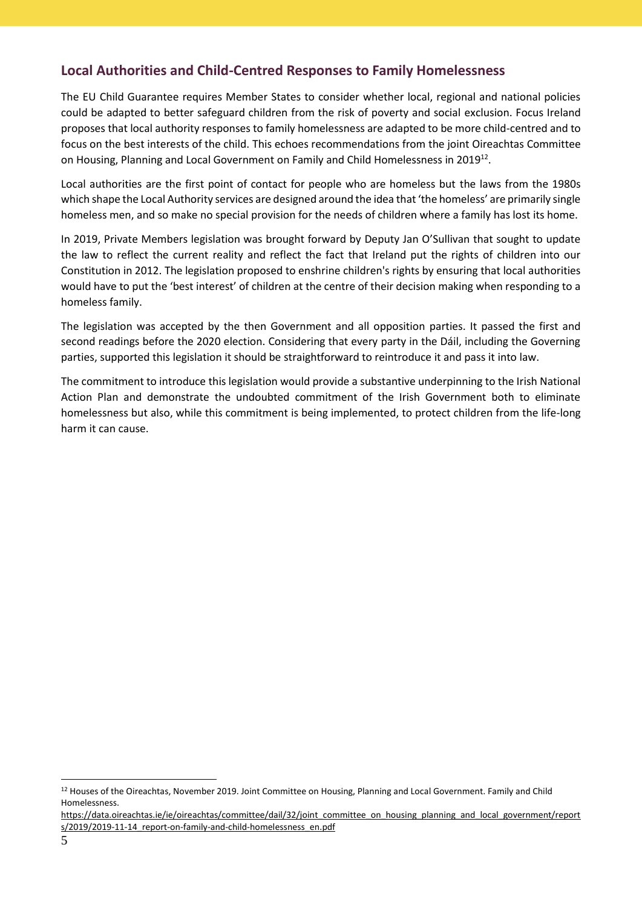## Local Authorities and Child-Centred Responses to Family Homelessness

The EU Child Guarantee requires Member States to consider whether local, regional and national policies could be adapted to better safeguard children from the risk of poverty and social exclusion. Focus Ireland proposes that local authority responses to family homelessness are adapted to be more child-centred and to focus on the best interests of the child. This echoes recommendations from the joint Oireachtas Committee on Housing, Planning and Local Government on Family and Child Homelessness in 2019[12].

Local authorities are the first point of contact for people who are homeless but the laws from the 1980s which shape the Local Authority services are designed around the idea that 'the homeless' are primarily single homeless men, and so make no special provision for the needs of children where a family has lost its home.

In 2019, Private Members legislation was brought forward by Deputy Jan O'Sullivan that sought to update the law to reflect the current reality and reflect the fact that Ireland put the rights of children into our Constitution in 2012. The legislation proposed to enshrine children's rights by ensuring that local authorities would have to put the 'best interest' of children at the centre of their decision making when responding to a homeless family.

The legislation was accepted by the then Government and all opposition parties. It passed the first and second readings before the 2020 election. Considering that every party in the Dáil, including the Governing parties, supported this legislation it should be straightforward to reintroduce it and pass it into law.

The commitment to introduce this legislation would provide a substantive underpinning to the Irish National Action Plan and demonstrate the undoubted commitment of the Irish Government both to eliminate homelessness but also, while this commitment is being implemented, to protect children from the life-long harm it can cause.

---

[12] Houses of the Oireachtas, November 2019. Joint Committee on Housing, Planning and Local Government. Family and Child Homelessness.
https://data.oireachtas.ie/ie/oireachtas/committee/dail/32/joint_committee_on_housing_planning_and_local_government/reports/2019/2019-11-14_report-on-family-and-child-homelessness_en.pdf